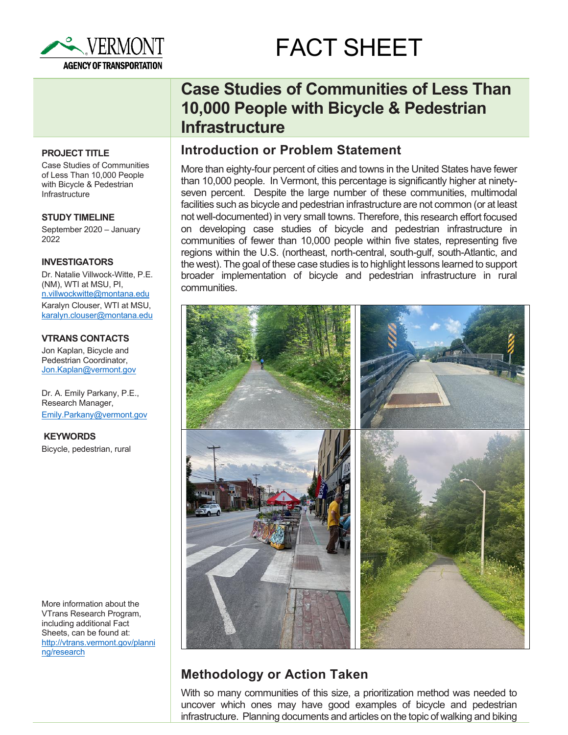VERMONT AGENCY OF TRANSPORTATION

# FACT SHEET

## Case Studies of Communities of Less Than 10,000 People with Bicycle & Pedestrian Infrastructure

**PROJECT TITLE**

Case Studies of Communities of Less Than 10,000 People with Bicycle & Pedestrian Infrastructure

**STUDY TIMELINE**

September 2020 – January 2022

**INVESTIGATORS**

Dr. Natalie Villwock-Witte, P.E. (NM), WTI at MSU, PI, n.villwockwitte@montana.edu

Karalyn Clouser, WTI at MSU, karalyn.clouser@montana.edu

**VTRANS CONTACTS**

Jon Kaplan, Bicycle and Pedestrian Coordinator, Jon.Kaplan@vermont.gov

Dr. A. Emily Parkany, P.E., Research Manager, Emily.Parkany@vermont.gov

**KEYWORDS**

Bicycle, pedestrian, rural

More information about the VTrans Research Program, including additional Fact Sheets, can be found at: http://vtrans.vermont.gov/planning/research

## Introduction or Problem Statement

More than eighty-four percent of cities and towns in the United States have fewer than 10,000 people. In Vermont, this percentage is significantly higher at ninety-seven percent. Despite the large number of these communities, multimodal facilities such as bicycle and pedestrian infrastructure are not common (or at least not well-documented) in very small towns. Therefore, this research effort focused on developing case studies of bicycle and pedestrian infrastructure in communities of fewer than 10,000 people within five states, representing five regions within the U.S. (northeast, north-central, south-gulf, south-Atlantic, and the west). The goal of these case studies is to highlight lessons learned to support broader implementation of bicycle and pedestrian infrastructure in rural communities.

## Methodology or Action Taken

With so many communities of this size, a prioritization method was needed to uncover which ones may have good examples of bicycle and pedestrian infrastructure. Planning documents and articles on the topic of walking and biking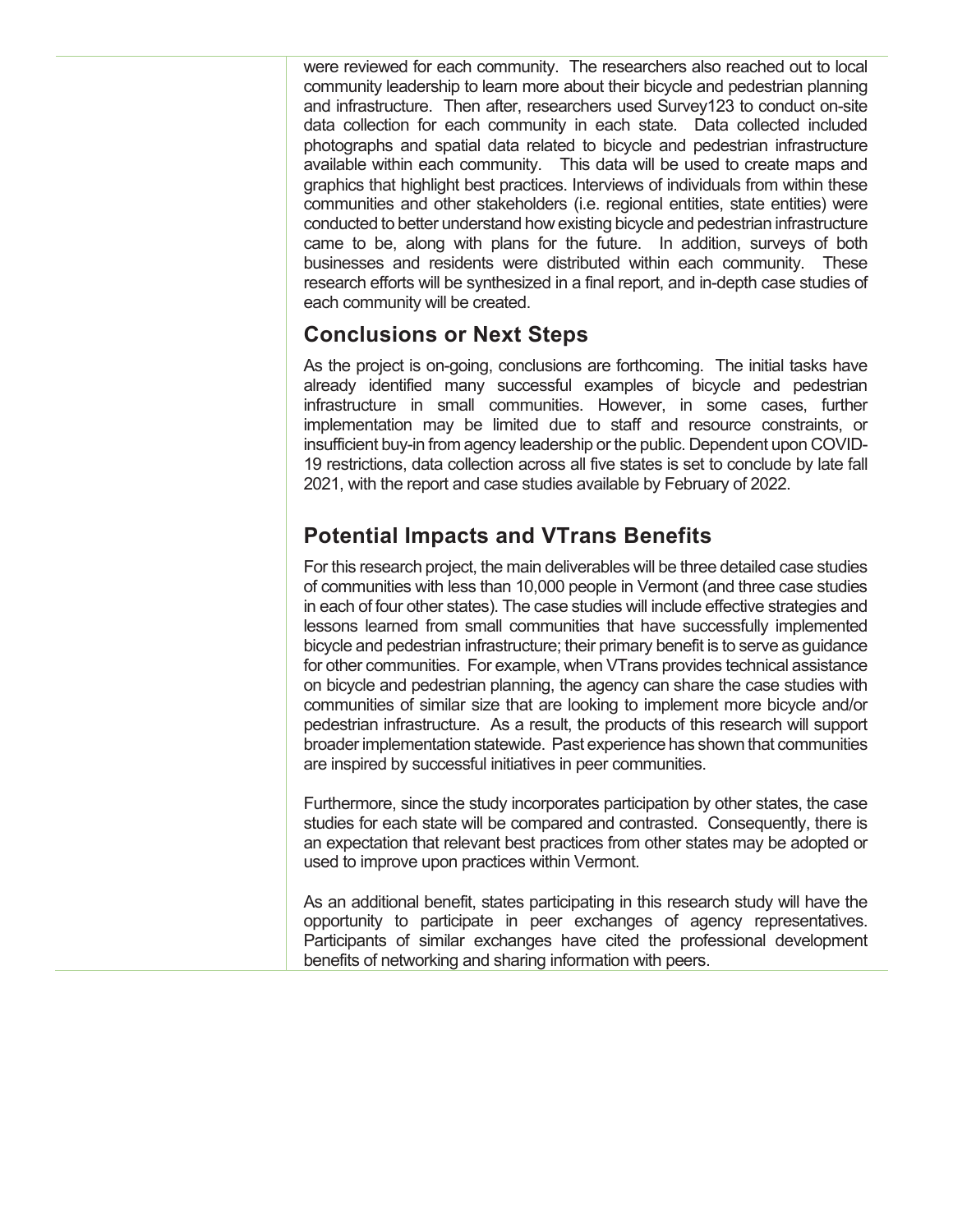were reviewed for each community. The researchers also reached out to local community leadership to learn more about their bicycle and pedestrian planning and infrastructure. Then after, researchers used Survey123 to conduct on-site data collection for each community in each state. Data collected included photographs and spatial data related to bicycle and pedestrian infrastructure available within each community. This data will be used to create maps and graphics that highlight best practices. Interviews of individuals from within these communities and other stakeholders (i.e. regional entities, state entities) were conducted to better understand how existing bicycle and pedestrian infrastructure came to be, along with plans for the future. In addition, surveys of both businesses and residents were distributed within each community. These research efforts will be synthesized in a final report, and in-depth case studies of each community will be created.

## Conclusions or Next Steps

As the project is on-going, conclusions are forthcoming. The initial tasks have already identified many successful examples of bicycle and pedestrian infrastructure in small communities. However, in some cases, further implementation may be limited due to staff and resource constraints, or insufficient buy-in from agency leadership or the public. Dependent upon COVID-19 restrictions, data collection across all five states is set to conclude by late fall 2021, with the report and case studies available by February of 2022.

## Potential Impacts and VTrans Benefits

For this research project, the main deliverables will be three detailed case studies of communities with less than 10,000 people in Vermont (and three case studies in each of four other states). The case studies will include effective strategies and lessons learned from small communities that have successfully implemented bicycle and pedestrian infrastructure; their primary benefit is to serve as guidance for other communities. For example, when VTrans provides technical assistance on bicycle and pedestrian planning, the agency can share the case studies with communities of similar size that are looking to implement more bicycle and/or pedestrian infrastructure. As a result, the products of this research will support broader implementation statewide. Past experience has shown that communities are inspired by successful initiatives in peer communities.

Furthermore, since the study incorporates participation by other states, the case studies for each state will be compared and contrasted. Consequently, there is an expectation that relevant best practices from other states may be adopted or used to improve upon practices within Vermont.

As an additional benefit, states participating in this research study will have the opportunity to participate in peer exchanges of agency representatives. Participants of similar exchanges have cited the professional development benefits of networking and sharing information with peers.